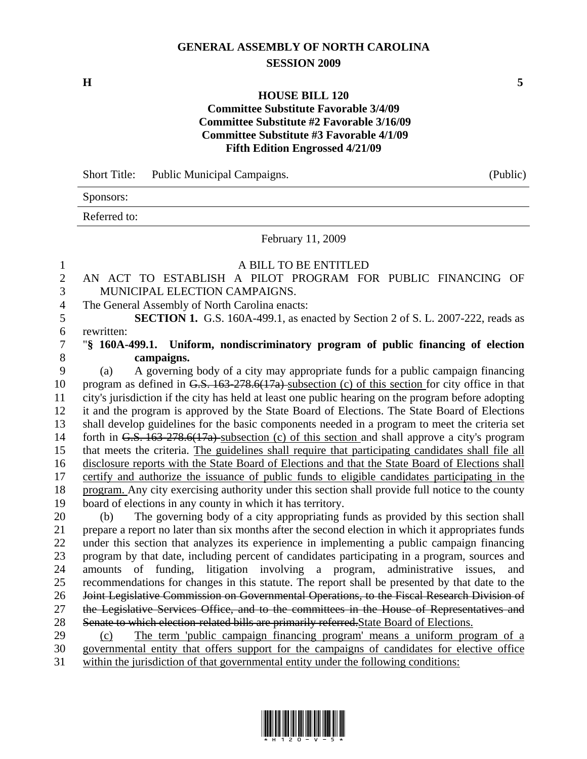# GENERAL ASSEMBLY OF NORTH CAROLINA
## SESSION 2009

**H** **5**

### HOUSE BILL 120
**Committee Substitute Favorable 3/4/09**
**Committee Substitute #2 Favorable 3/16/09**
**Committee Substitute #3 Favorable 4/1/09**
**Fifth Edition Engrossed 4/21/09**

| Short Title: | Public Municipal Campaigns. | (Public) |
|---|---|---|
| Sponsors: | | |
| Referred to: | | |

February 11, 2009

A BILL TO BE ENTITLED

AN ACT TO ESTABLISH A PILOT PROGRAM FOR PUBLIC FINANCING OF MUNICIPAL ELECTION CAMPAIGNS.

The General Assembly of North Carolina enacts:

**SECTION 1.** G.S. 160A-499.1, as enacted by Section 2 of S. L. 2007-222, reads as rewritten:

"**§ 160A-499.1. Uniform, nondiscriminatory program of public financing of election campaigns.**

(a) A governing body of a city may appropriate funds for a public campaign financing program as defined in ~~G.S. 163-278.6(17a)~~ subsection (c) of this section for city office in that city's jurisdiction if the city has held at least one public hearing on the program before adopting it and the program is approved by the State Board of Elections. The State Board of Elections shall develop guidelines for the basic components needed in a program to meet the criteria set forth in ~~G.S. 163-278.6(17a)~~ subsection (c) of this section and shall approve a city's program that meets the criteria. The guidelines shall require that participating candidates shall file all disclosure reports with the State Board of Elections and that the State Board of Elections shall certify and authorize the issuance of public funds to eligible candidates participating in the program. Any city exercising authority under this section shall provide full notice to the county board of elections in any county in which it has territory.

(b) The governing body of a city appropriating funds as provided by this section shall prepare a report no later than six months after the second election in which it appropriates funds under this section that analyzes its experience in implementing a public campaign financing program by that date, including percent of candidates participating in a program, sources and amounts of funding, litigation involving a program, administrative issues, and recommendations for changes in this statute. The report shall be presented by that date to the ~~Joint Legislative Commission on Governmental Operations, to the Fiscal Research Division of the Legislative Services Office, and to the committees in the House of Representatives and Senate to which election-related bills are primarily referred.~~State Board of Elections.

(c) The term 'public campaign financing program' means a uniform program of a governmental entity that offers support for the campaigns of candidates for elective office within the jurisdiction of that governmental entity under the following conditions: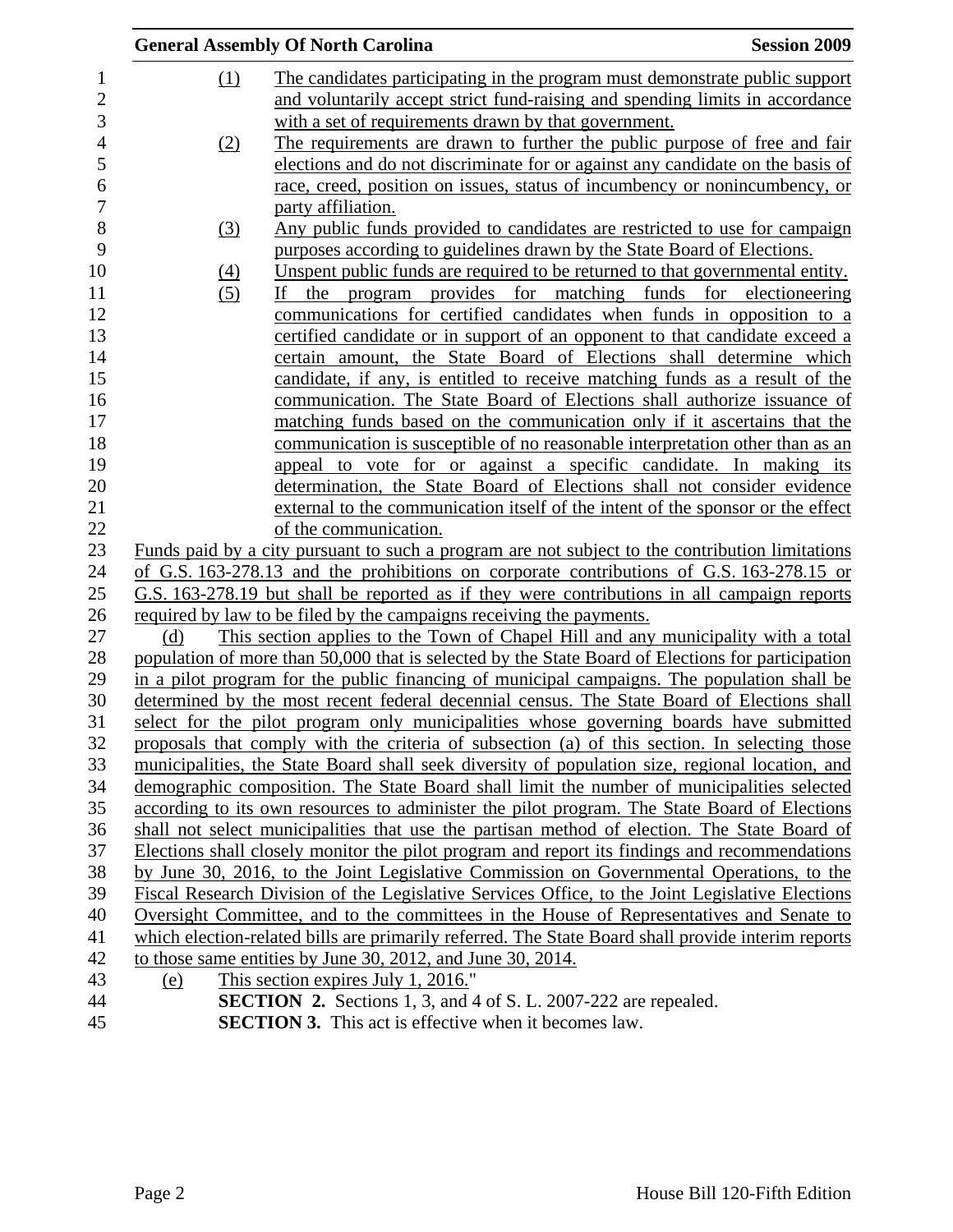(1) The candidates participating in the program must demonstrate public support and voluntarily accept strict fund-raising and spending limits in accordance with a set of requirements drawn by that government.

(2) The requirements are drawn to further the public purpose of free and fair elections and do not discriminate for or against any candidate on the basis of race, creed, position on issues, status of incumbency or nonincumbency, or party affiliation.

(3) Any public funds provided to candidates are restricted to use for campaign purposes according to guidelines drawn by the State Board of Elections.

(4) Unspent public funds are required to be returned to that governmental entity.

(5) If the program provides for matching funds for electioneering communications for certified candidates when funds in opposition to a certified candidate or in support of an opponent to that candidate exceed a certain amount, the State Board of Elections shall determine which candidate, if any, is entitled to receive matching funds as a result of the communication. The State Board of Elections shall authorize issuance of matching funds based on the communication only if it ascertains that the communication is susceptible of no reasonable interpretation other than as an appeal to vote for or against a specific candidate. In making its determination, the State Board of Elections shall not consider evidence external to the communication itself of the intent of the sponsor or the effect of the communication.

Funds paid by a city pursuant to such a program are not subject to the contribution limitations of G.S. 163-278.13 and the prohibitions on corporate contributions of G.S. 163-278.15 or G.S. 163-278.19 but shall be reported as if they were contributions in all campaign reports required by law to be filed by the campaigns receiving the payments.

(d) This section applies to the Town of Chapel Hill and any municipality with a total population of more than 50,000 that is selected by the State Board of Elections for participation in a pilot program for the public financing of municipal campaigns. The population shall be determined by the most recent federal decennial census. The State Board of Elections shall select for the pilot program only municipalities whose governing boards have submitted proposals that comply with the criteria of subsection (a) of this section. In selecting those municipalities, the State Board shall seek diversity of population size, regional location, and demographic composition. The State Board shall limit the number of municipalities selected according to its own resources to administer the pilot program. The State Board of Elections shall not select municipalities that use the partisan method of election. The State Board of Elections shall closely monitor the pilot program and report its findings and recommendations by June 30, 2016, to the Joint Legislative Commission on Governmental Operations, to the Fiscal Research Division of the Legislative Services Office, to the Joint Legislative Elections Oversight Committee, and to the committees in the House of Representatives and Senate to which election-related bills are primarily referred. The State Board shall provide interim reports to those same entities by June 30, 2012, and June 30, 2014.

(e) This section expires July 1, 2016."

**SECTION 2.** Sections 1, 3, and 4 of S. L. 2007-222 are repealed.

**SECTION 3.** This act is effective when it becomes law.